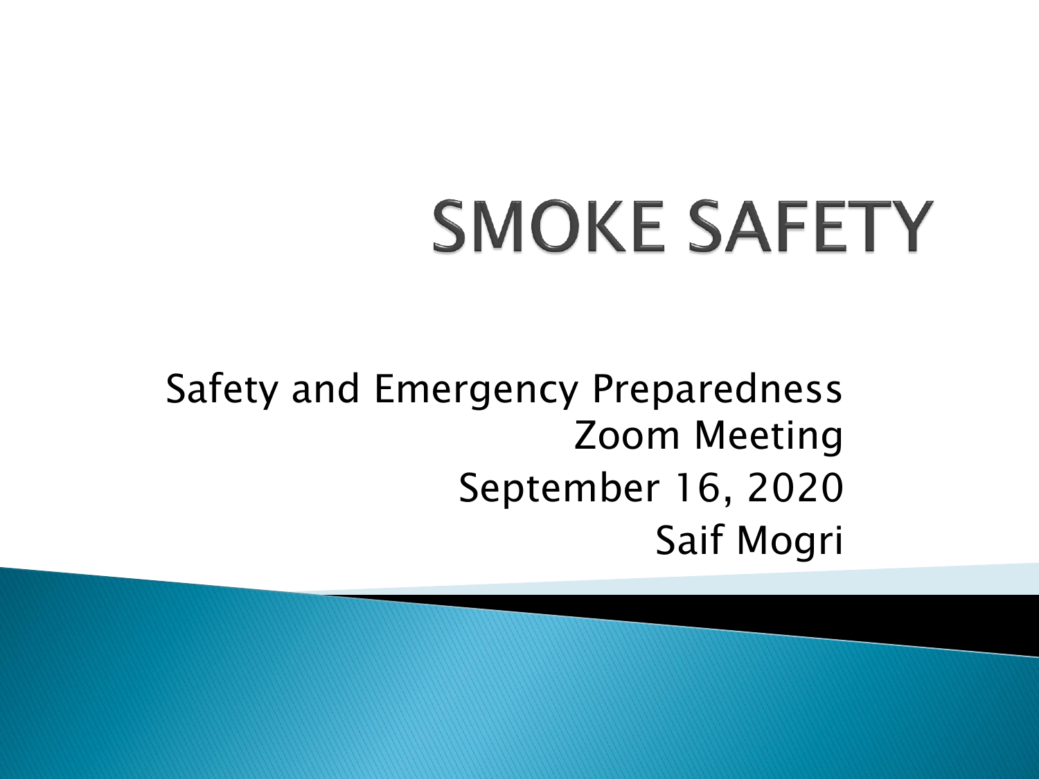# SMOKE SAFETY

Safety and Emergency Preparedness
Zoom Meeting
September 16, 2020
Saif Mogri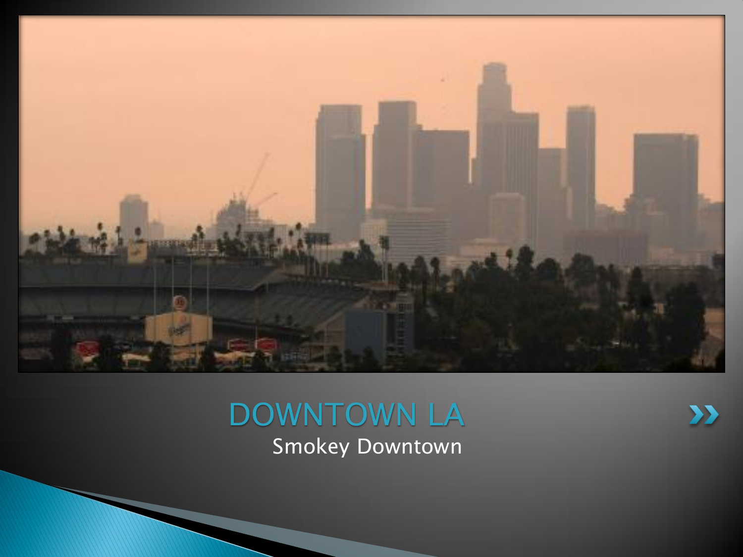# DOWNTOWN LA

Smokey Downtown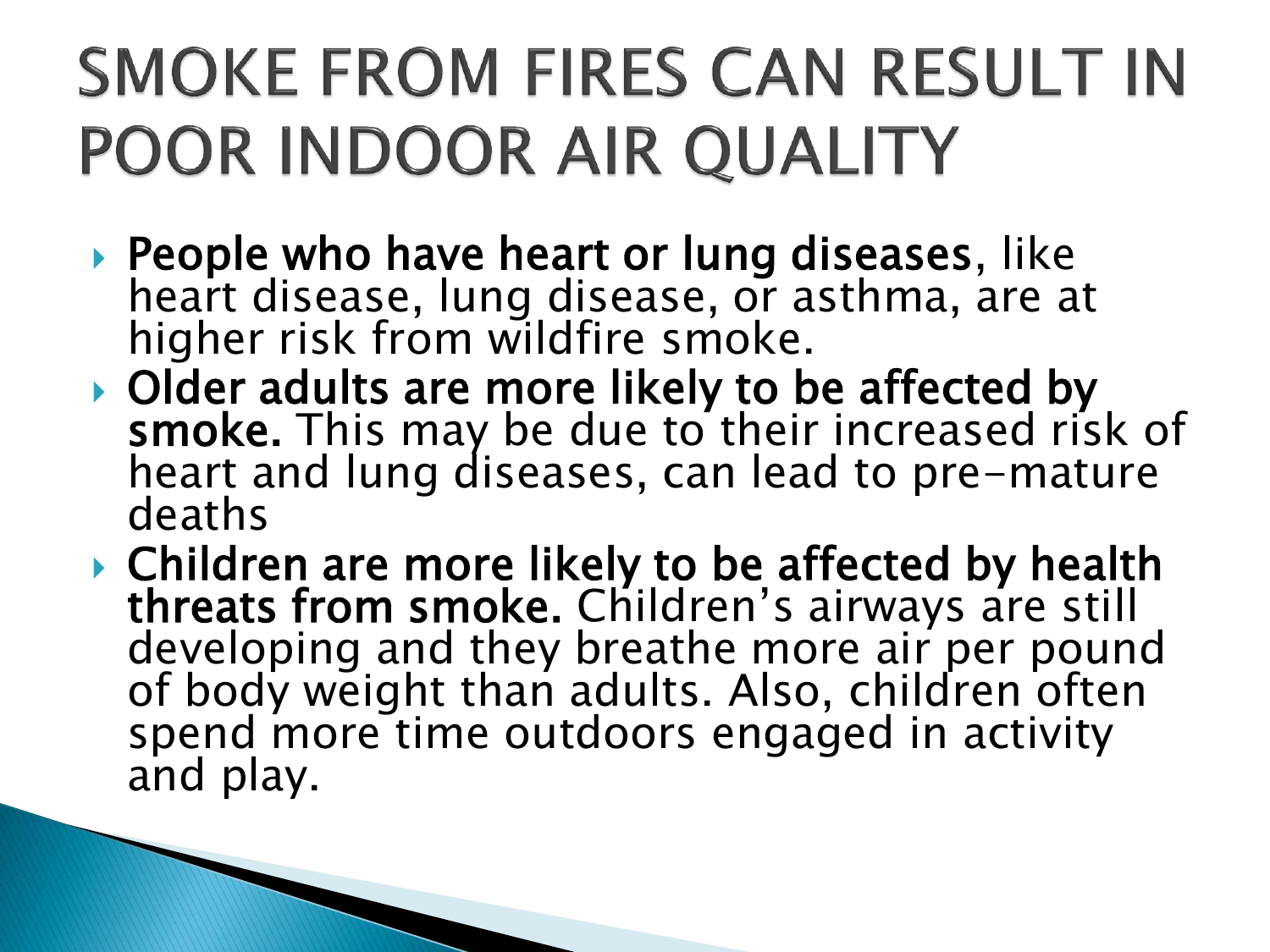# SMOKE FROM FIRES CAN RESULT IN POOR INDOOR AIR QUALITY

- **People who have heart or lung diseases**, like heart disease, lung disease, or asthma, are at higher risk from wildfire smoke.
- **Older adults are more likely to be affected by smoke.** This may be due to their increased risk of heart and lung diseases, can lead to pre-mature deaths
- **Children are more likely to be affected by health threats from smoke.** Children's airways are still developing and they breathe more air per pound of body weight than adults. Also, children often spend more time outdoors engaged in activity and play.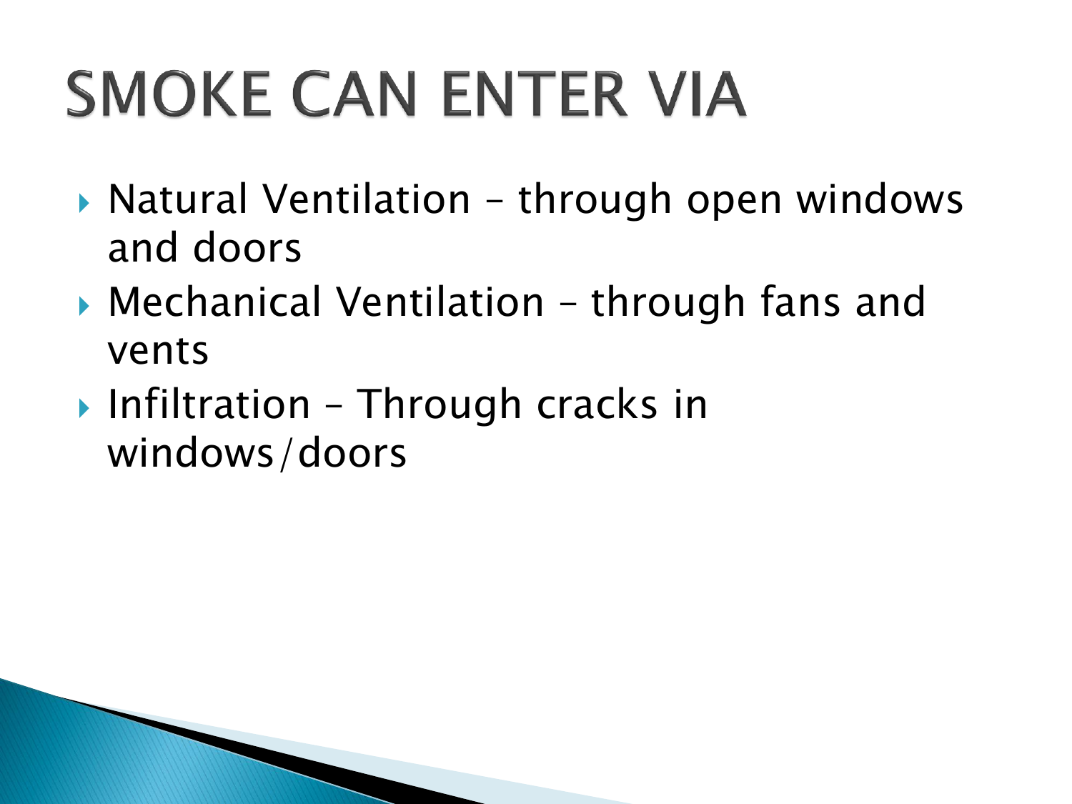# SMOKE CAN ENTER VIA

- Natural Ventilation – through open windows and doors
- Mechanical Ventilation – through fans and vents
- Infiltration – Through cracks in windows/doors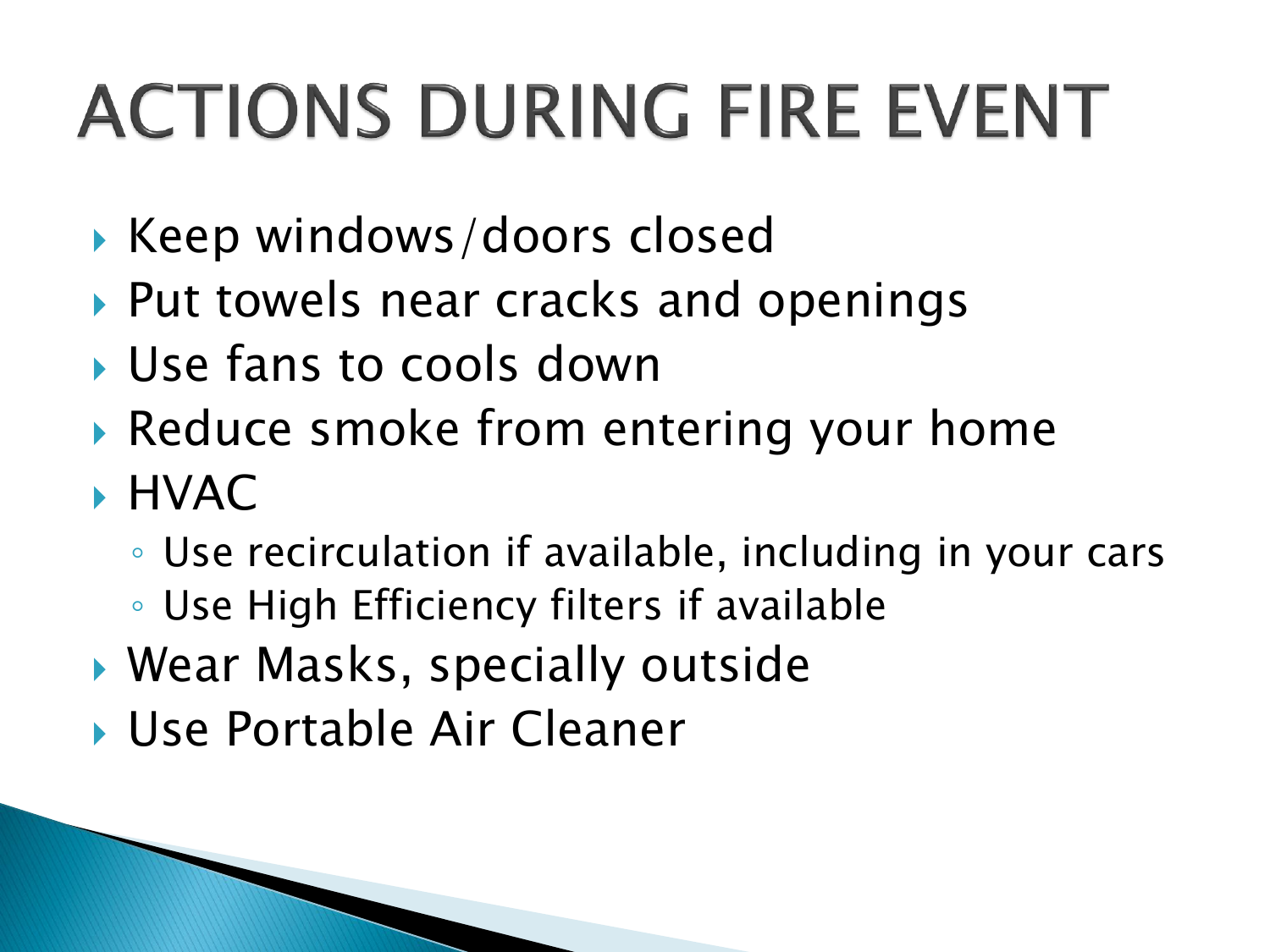# ACTIONS DURING FIRE EVENT

- Keep windows/doors closed
- Put towels near cracks and openings
- Use fans to cools down
- Reduce smoke from entering your home
- HVAC
  - Use recirculation if available, including in your cars
  - Use High Efficiency filters if available
- Wear Masks, specially outside
- Use Portable Air Cleaner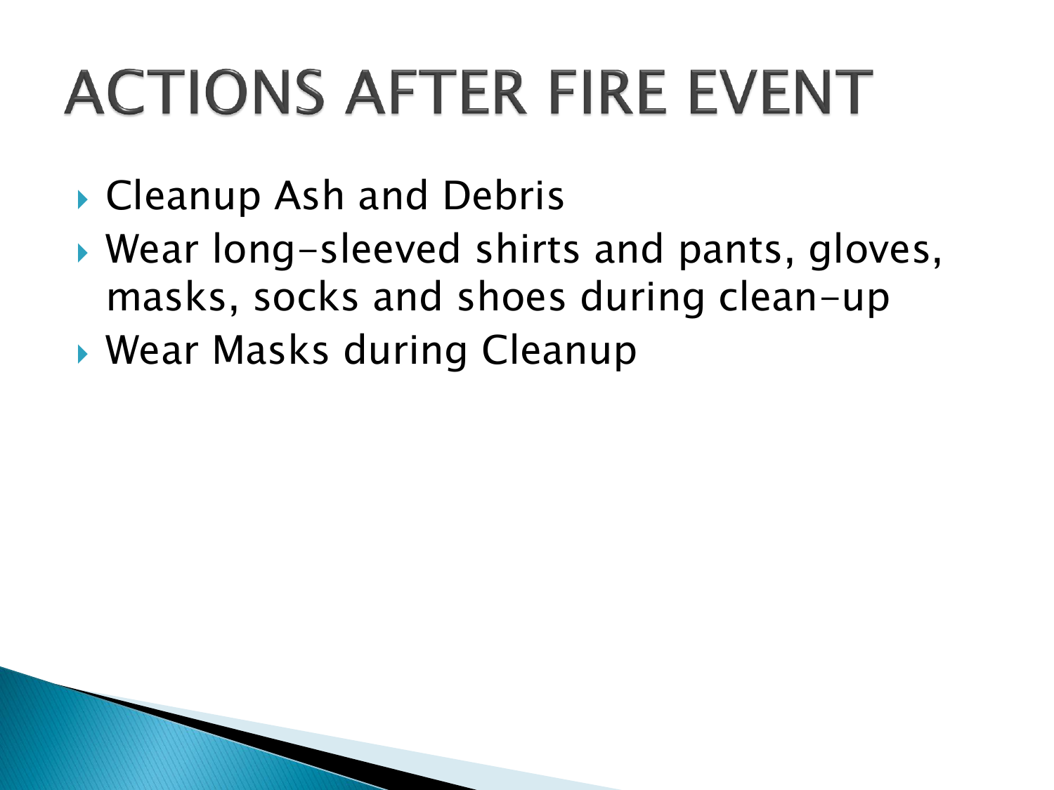# ACTIONS AFTER FIRE EVENT

- Cleanup Ash and Debris
- Wear long-sleeved shirts and pants, gloves, masks, socks and shoes during clean-up
- Wear Masks during Cleanup